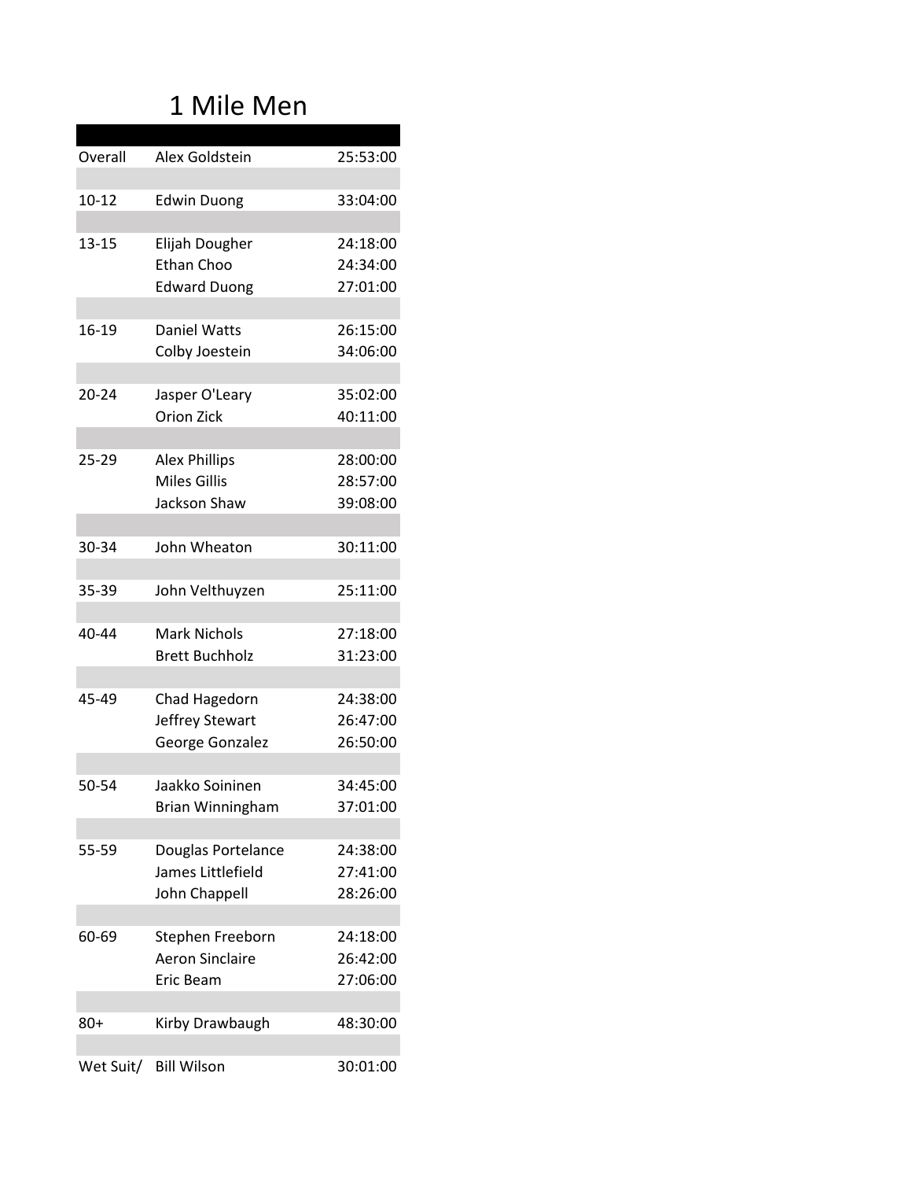# 1 Mile Men

| | | |
|---|---|---|
| Overall | Alex Goldstein | 25:53:00 |
| | | |
| 10-12 | Edwin Duong | 33:04:00 |
| | | |
| 13-15 | Elijah Dougher | 24:18:00 |
| | Ethan Choo | 24:34:00 |
| | Edward Duong | 27:01:00 |
| | | |
| 16-19 | Daniel Watts | 26:15:00 |
| | Colby Joestein | 34:06:00 |
| | | |
| 20-24 | Jasper O'Leary | 35:02:00 |
| | Orion Zick | 40:11:00 |
| | | |
| 25-29 | Alex Phillips | 28:00:00 |
| | Miles Gillis | 28:57:00 |
| | Jackson Shaw | 39:08:00 |
| | | |
| 30-34 | John Wheaton | 30:11:00 |
| | | |
| 35-39 | John Velthuyzen | 25:11:00 |
| | | |
| 40-44 | Mark Nichols | 27:18:00 |
| | Brett Buchholz | 31:23:00 |
| | | |
| 45-49 | Chad Hagedorn | 24:38:00 |
| | Jeffrey Stewart | 26:47:00 |
| | George Gonzalez | 26:50:00 |
| | | |
| 50-54 | Jaakko Soininen | 34:45:00 |
| | Brian Winningham | 37:01:00 |
| | | |
| 55-59 | Douglas Portelance | 24:38:00 |
| | James Littlefield | 27:41:00 |
| | John Chappell | 28:26:00 |
| | | |
| 60-69 | Stephen Freeborn | 24:18:00 |
| | Aeron Sinclaire | 26:42:00 |
| | Eric Beam | 27:06:00 |
| | | |
| 80+ | Kirby Drawbaugh | 48:30:00 |
| | | |
| Wet Suit/ | Bill Wilson | 30:01:00 |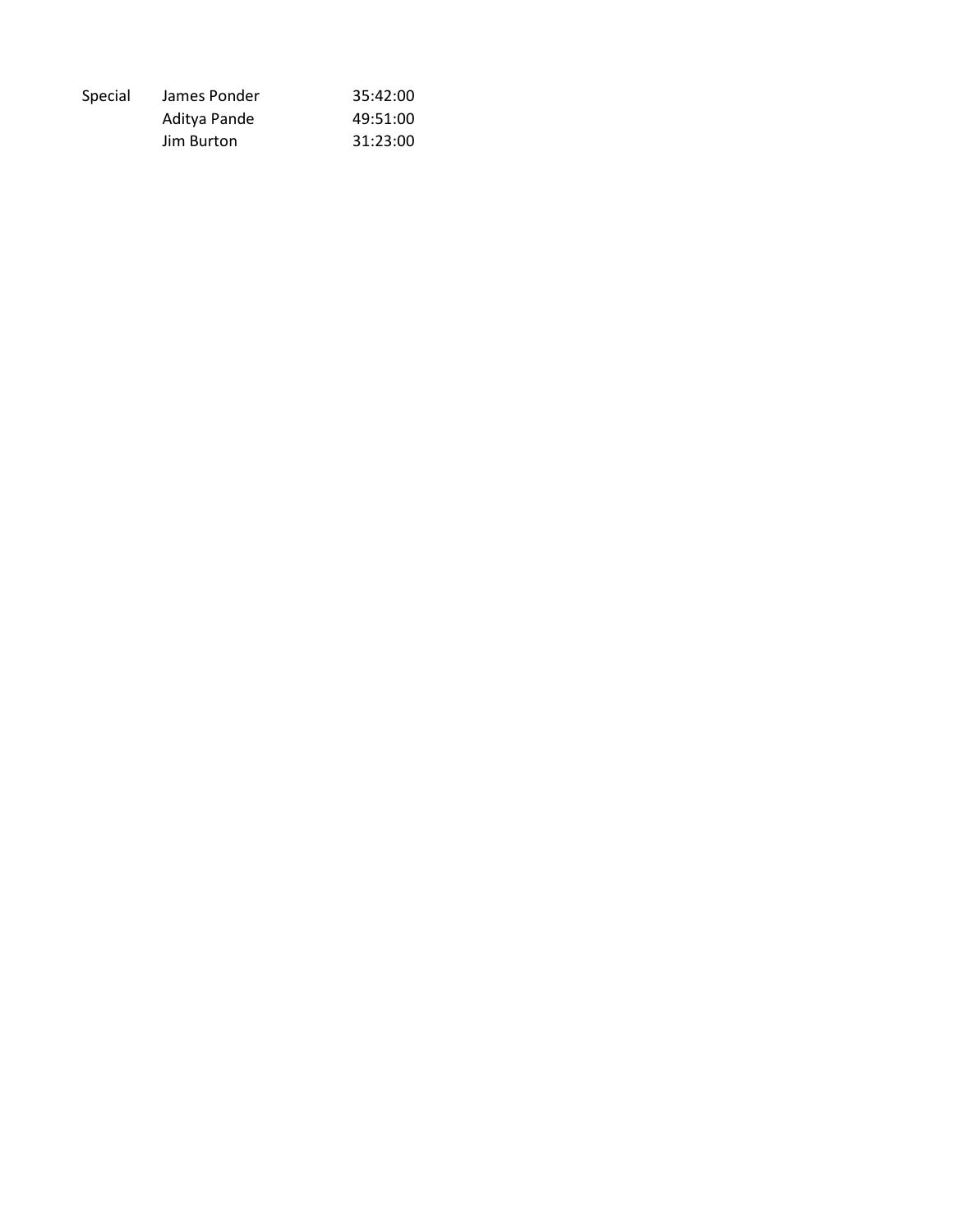| | | |
|---|---|---|
| Special | James Ponder | 35:42:00 |
| | Aditya Pande | 49:51:00 |
| | Jim Burton | 31:23:00 |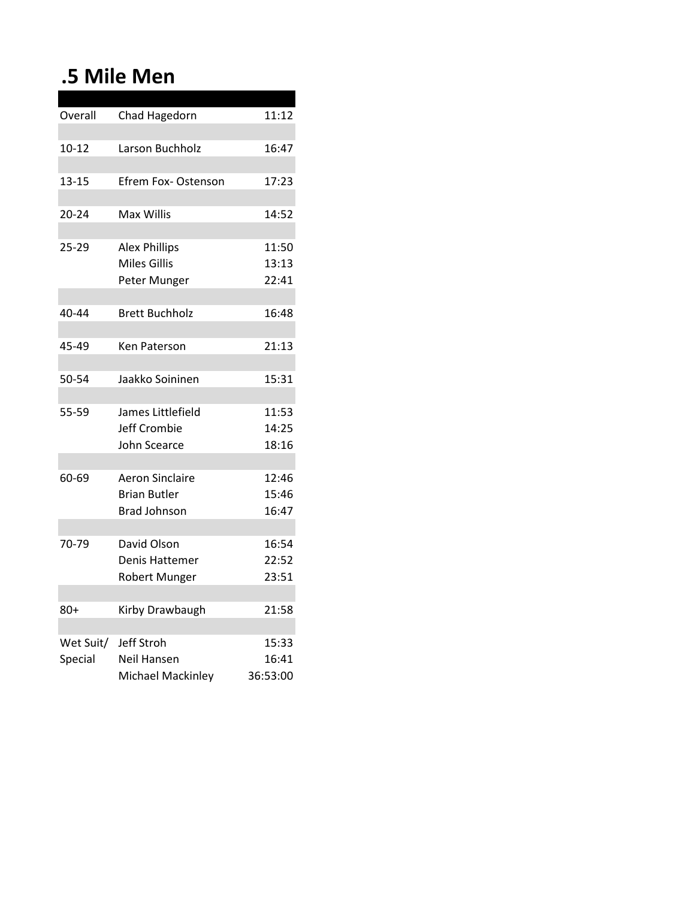# .5 Mile Men

| | | |
|---|---|---|
| Overall | Chad Hagedorn | 11:12 |
| 10-12 | Larson Buchholz | 16:47 |
| 13-15 | Efrem Fox- Ostenson | 17:23 |
| 20-24 | Max Willis | 14:52 |
| 25-29 | Alex Phillips | 11:50 |
| | Miles Gillis | 13:13 |
| | Peter Munger | 22:41 |
| 40-44 | Brett Buchholz | 16:48 |
| 45-49 | Ken Paterson | 21:13 |
| 50-54 | Jaakko Soininen | 15:31 |
| 55-59 | James Littlefield | 11:53 |
| | Jeff Crombie | 14:25 |
| | John Scearce | 18:16 |
| 60-69 | Aeron Sinclaire | 12:46 |
| | Brian Butler | 15:46 |
| | Brad Johnson | 16:47 |
| 70-79 | David Olson | 16:54 |
| | Denis Hattemer | 22:52 |
| | Robert Munger | 23:51 |
| 80+ | Kirby Drawbaugh | 21:58 |
| Wet Suit/ Special | Jeff Stroh | 15:33 |
| | Neil Hansen | 16:41 |
| | Michael Mackinley | 36:53:00 |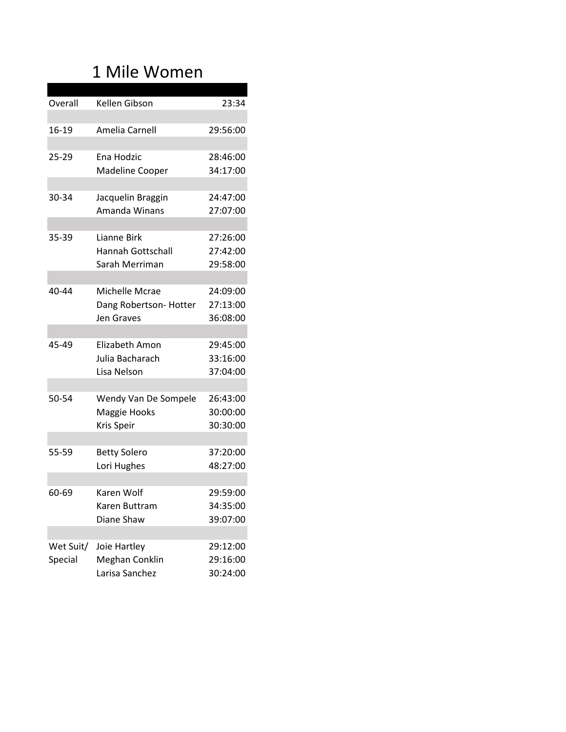# 1 Mile Women

| | | |
|---|---|---|
| Overall | Kellen Gibson | 23:34 |
| | | |
| 16-19 | Amelia Carnell | 29:56:00 |
| | | |
| 25-29 | Ena Hodzic | 28:46:00 |
| | Madeline Cooper | 34:17:00 |
| | | |
| 30-34 | Jacquelin Braggin | 24:47:00 |
| | Amanda Winans | 27:07:00 |
| | | |
| 35-39 | Lianne Birk | 27:26:00 |
| | Hannah Gottschall | 27:42:00 |
| | Sarah Merriman | 29:58:00 |
| | | |
| 40-44 | Michelle Mcrae | 24:09:00 |
| | Dang Robertson- Hotter | 27:13:00 |
| | Jen Graves | 36:08:00 |
| | | |
| 45-49 | Elizabeth Amon | 29:45:00 |
| | Julia Bacharach | 33:16:00 |
| | Lisa Nelson | 37:04:00 |
| | | |
| 50-54 | Wendy Van De Sompele | 26:43:00 |
| | Maggie Hooks | 30:00:00 |
| | Kris Speir | 30:30:00 |
| | | |
| 55-59 | Betty Solero | 37:20:00 |
| | Lori Hughes | 48:27:00 |
| | | |
| 60-69 | Karen Wolf | 29:59:00 |
| | Karen Buttram | 34:35:00 |
| | Diane Shaw | 39:07:00 |
| | | |
| Wet Suit/ | Joie Hartley | 29:12:00 |
| Special | Meghan Conklin | 29:16:00 |
| | Larisa Sanchez | 30:24:00 |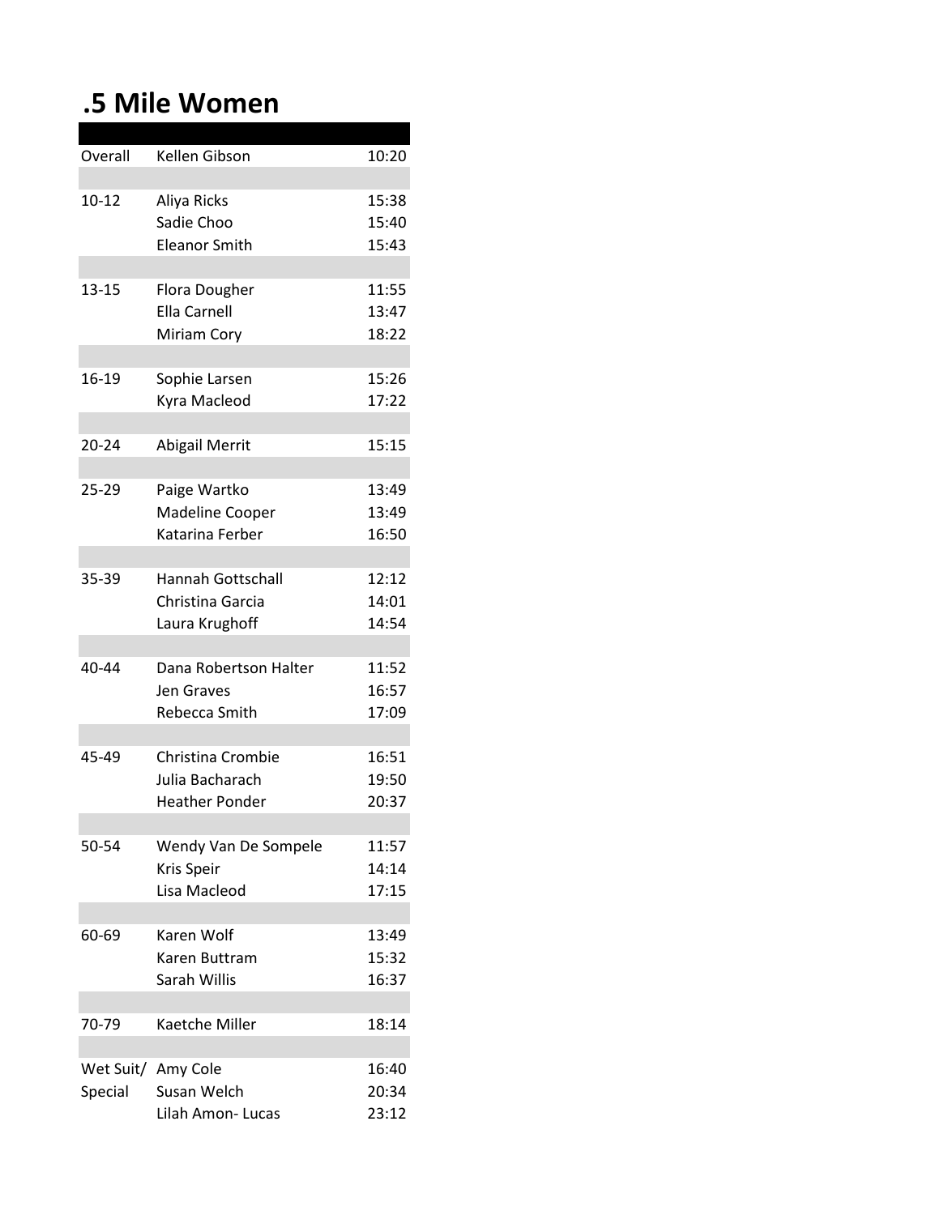# .5 Mile Women

| | | |
|---|---|---|
| Overall | Kellen Gibson | 10:20 |
| | | |
| 10-12 | Aliya Ricks | 15:38 |
| | Sadie Choo | 15:40 |
| | Eleanor Smith | 15:43 |
| | | |
| 13-15 | Flora Dougher | 11:55 |
| | Ella Carnell | 13:47 |
| | Miriam Cory | 18:22 |
| | | |
| 16-19 | Sophie Larsen | 15:26 |
| | Kyra Macleod | 17:22 |
| | | |
| 20-24 | Abigail Merrit | 15:15 |
| | | |
| 25-29 | Paige Wartko | 13:49 |
| | Madeline Cooper | 13:49 |
| | Katarina Ferber | 16:50 |
| | | |
| 35-39 | Hannah Gottschall | 12:12 |
| | Christina Garcia | 14:01 |
| | Laura Krughoff | 14:54 |
| | | |
| 40-44 | Dana Robertson Halter | 11:52 |
| | Jen Graves | 16:57 |
| | Rebecca Smith | 17:09 |
| | | |
| 45-49 | Christina Crombie | 16:51 |
| | Julia Bacharach | 19:50 |
| | Heather Ponder | 20:37 |
| | | |
| 50-54 | Wendy Van De Sompele | 11:57 |
| | Kris Speir | 14:14 |
| | Lisa Macleod | 17:15 |
| | | |
| 60-69 | Karen Wolf | 13:49 |
| | Karen Buttram | 15:32 |
| | Sarah Willis | 16:37 |
| | | |
| 70-79 | Kaetche Miller | 18:14 |
| | | |
| Wet Suit/ | Amy Cole | 16:40 |
| Special | Susan Welch | 20:34 |
| | Lilah Amon- Lucas | 23:12 |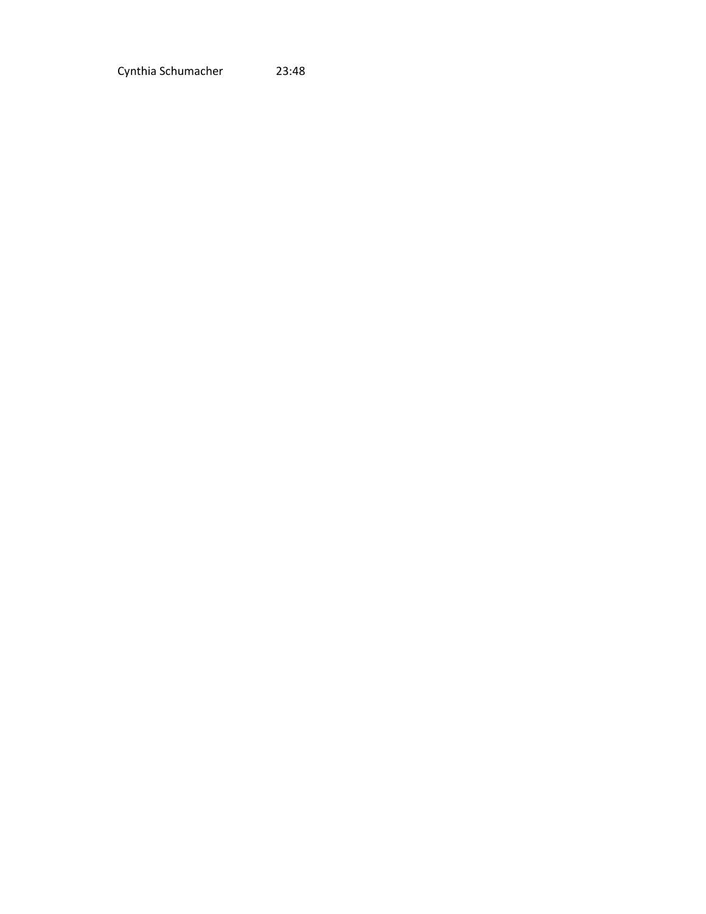Cynthia Schumacher 23:48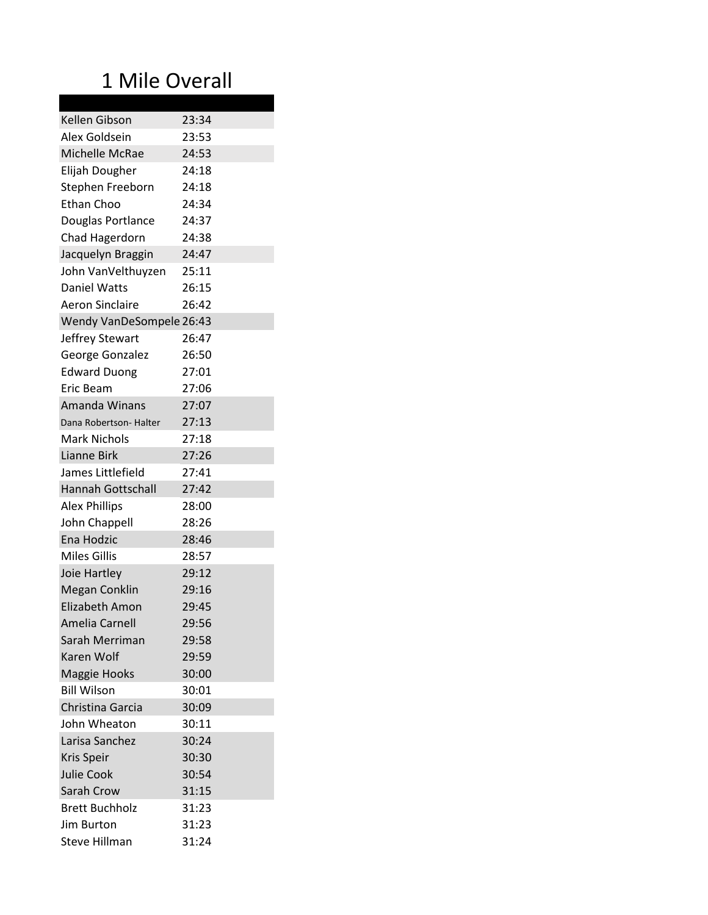# 1 Mile Overall

| | |
|---|---|
| Kellen Gibson | 23:34 |
| Alex Goldsein | 23:53 |
| Michelle McRae | 24:53 |
| Elijah Dougher | 24:18 |
| Stephen Freeborn | 24:18 |
| Ethan Choo | 24:34 |
| Douglas Portlance | 24:37 |
| Chad Hagerdorn | 24:38 |
| Jacquelyn Braggin | 24:47 |
| John VanVelthuyzen | 25:11 |
| Daniel Watts | 26:15 |
| Aeron Sinclaire | 26:42 |
| Wendy VanDeSompele | 26:43 |
| Jeffrey Stewart | 26:47 |
| George Gonzalez | 26:50 |
| Edward Duong | 27:01 |
| Eric Beam | 27:06 |
| Amanda Winans | 27:07 |
| Dana Robertson- Halter | 27:13 |
| Mark Nichols | 27:18 |
| Lianne Birk | 27:26 |
| James Littlefield | 27:41 |
| Hannah Gottschall | 27:42 |
| Alex Phillips | 28:00 |
| John Chappell | 28:26 |
| Ena Hodzic | 28:46 |
| Miles Gillis | 28:57 |
| Joie Hartley | 29:12 |
| Megan Conklin | 29:16 |
| Elizabeth Amon | 29:45 |
| Amelia Carnell | 29:56 |
| Sarah Merriman | 29:58 |
| Karen Wolf | 29:59 |
| Maggie Hooks | 30:00 |
| Bill Wilson | 30:01 |
| Christina Garcia | 30:09 |
| John Wheaton | 30:11 |
| Larisa Sanchez | 30:24 |
| Kris Speir | 30:30 |
| Julie Cook | 30:54 |
| Sarah Crow | 31:15 |
| Brett Buchholz | 31:23 |
| Jim Burton | 31:23 |
| Steve Hillman | 31:24 |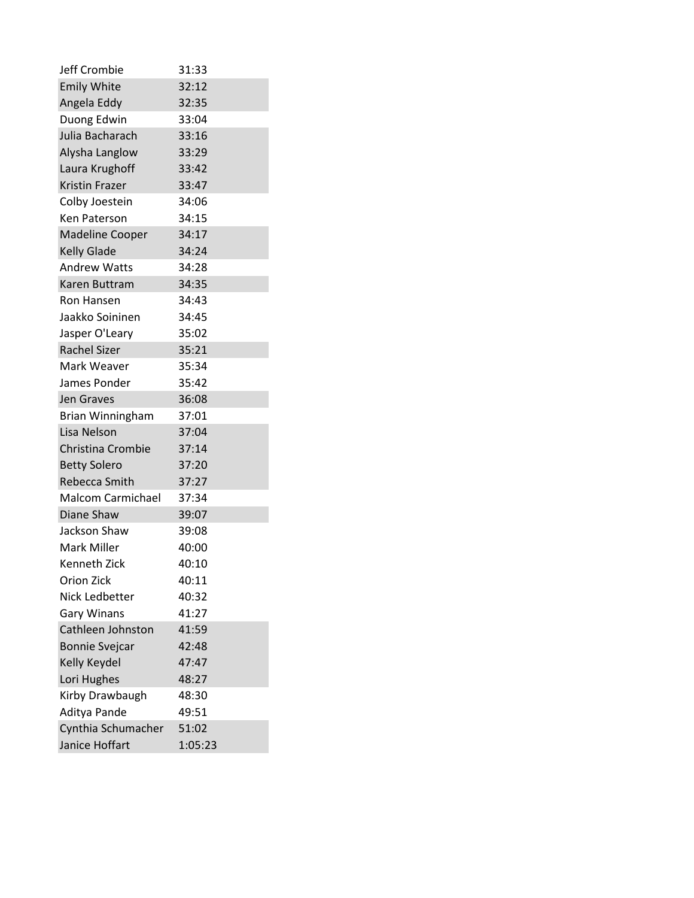| | |
|---|---|
| Jeff Crombie | 31:33 |
| Emily White | 32:12 |
| Angela Eddy | 32:35 |
| Duong Edwin | 33:04 |
| Julia Bacharach | 33:16 |
| Alysha Langlow | 33:29 |
| Laura Krughoff | 33:42 |
| Kristin Frazer | 33:47 |
| Colby Joestein | 34:06 |
| Ken Paterson | 34:15 |
| Madeline Cooper | 34:17 |
| Kelly Glade | 34:24 |
| Andrew Watts | 34:28 |
| Karen Buttram | 34:35 |
| Ron Hansen | 34:43 |
| Jaakko Soininen | 34:45 |
| Jasper O'Leary | 35:02 |
| Rachel Sizer | 35:21 |
| Mark Weaver | 35:34 |
| James Ponder | 35:42 |
| Jen Graves | 36:08 |
| Brian Winningham | 37:01 |
| Lisa Nelson | 37:04 |
| Christina Crombie | 37:14 |
| Betty Solero | 37:20 |
| Rebecca Smith | 37:27 |
| Malcom Carmichael | 37:34 |
| Diane Shaw | 39:07 |
| Jackson Shaw | 39:08 |
| Mark Miller | 40:00 |
| Kenneth Zick | 40:10 |
| Orion Zick | 40:11 |
| Nick Ledbetter | 40:32 |
| Gary Winans | 41:27 |
| Cathleen Johnston | 41:59 |
| Bonnie Svejcar | 42:48 |
| Kelly Keydel | 47:47 |
| Lori Hughes | 48:27 |
| Kirby Drawbaugh | 48:30 |
| Aditya Pande | 49:51 |
| Cynthia Schumacher | 51:02 |
| Janice Hoffart | 1:05:23 |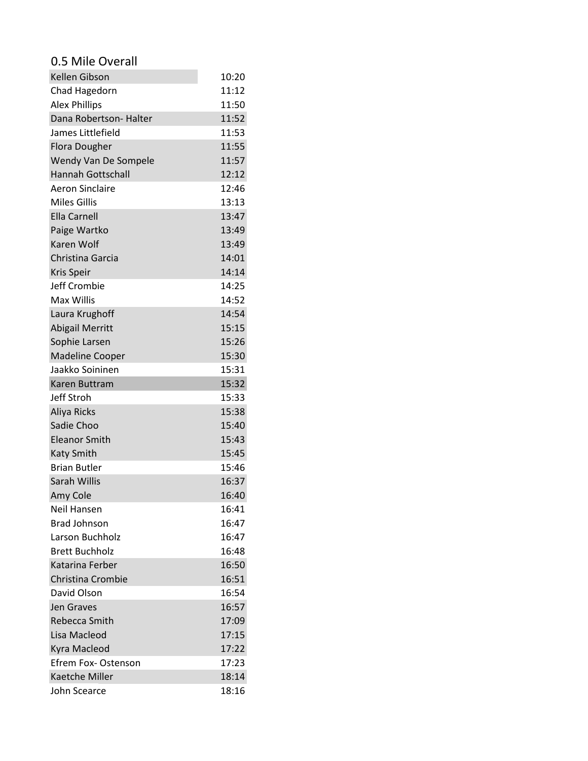## 0.5 Mile Overall

| Name | Time |
| --- | --- |
| Kellen Gibson | 10:20 |
| Chad Hagedorn | 11:12 |
| Alex Phillips | 11:50 |
| Dana Robertson- Halter | 11:52 |
| James Littlefield | 11:53 |
| Flora Dougher | 11:55 |
| Wendy Van De Sompele | 11:57 |
| Hannah Gottschall | 12:12 |
| Aeron Sinclaire | 12:46 |
| Miles Gillis | 13:13 |
| Ella Carnell | 13:47 |
| Paige Wartko | 13:49 |
| Karen Wolf | 13:49 |
| Christina Garcia | 14:01 |
| Kris Speir | 14:14 |
| Jeff Crombie | 14:25 |
| Max Willis | 14:52 |
| Laura Krughoff | 14:54 |
| Abigail Merritt | 15:15 |
| Sophie Larsen | 15:26 |
| Madeline Cooper | 15:30 |
| Jaakko Soininen | 15:31 |
| Karen Buttram | 15:32 |
| Jeff Stroh | 15:33 |
| Aliya Ricks | 15:38 |
| Sadie Choo | 15:40 |
| Eleanor Smith | 15:43 |
| Katy Smith | 15:45 |
| Brian Butler | 15:46 |
| Sarah Willis | 16:37 |
| Amy Cole | 16:40 |
| Neil Hansen | 16:41 |
| Brad Johnson | 16:47 |
| Larson Buchholz | 16:47 |
| Brett Buchholz | 16:48 |
| Katarina Ferber | 16:50 |
| Christina Crombie | 16:51 |
| David Olson | 16:54 |
| Jen Graves | 16:57 |
| Rebecca Smith | 17:09 |
| Lisa Macleod | 17:15 |
| Kyra Macleod | 17:22 |
| Efrem Fox- Ostenson | 17:23 |
| Kaetche Miller | 18:14 |
| John Scearce | 18:16 |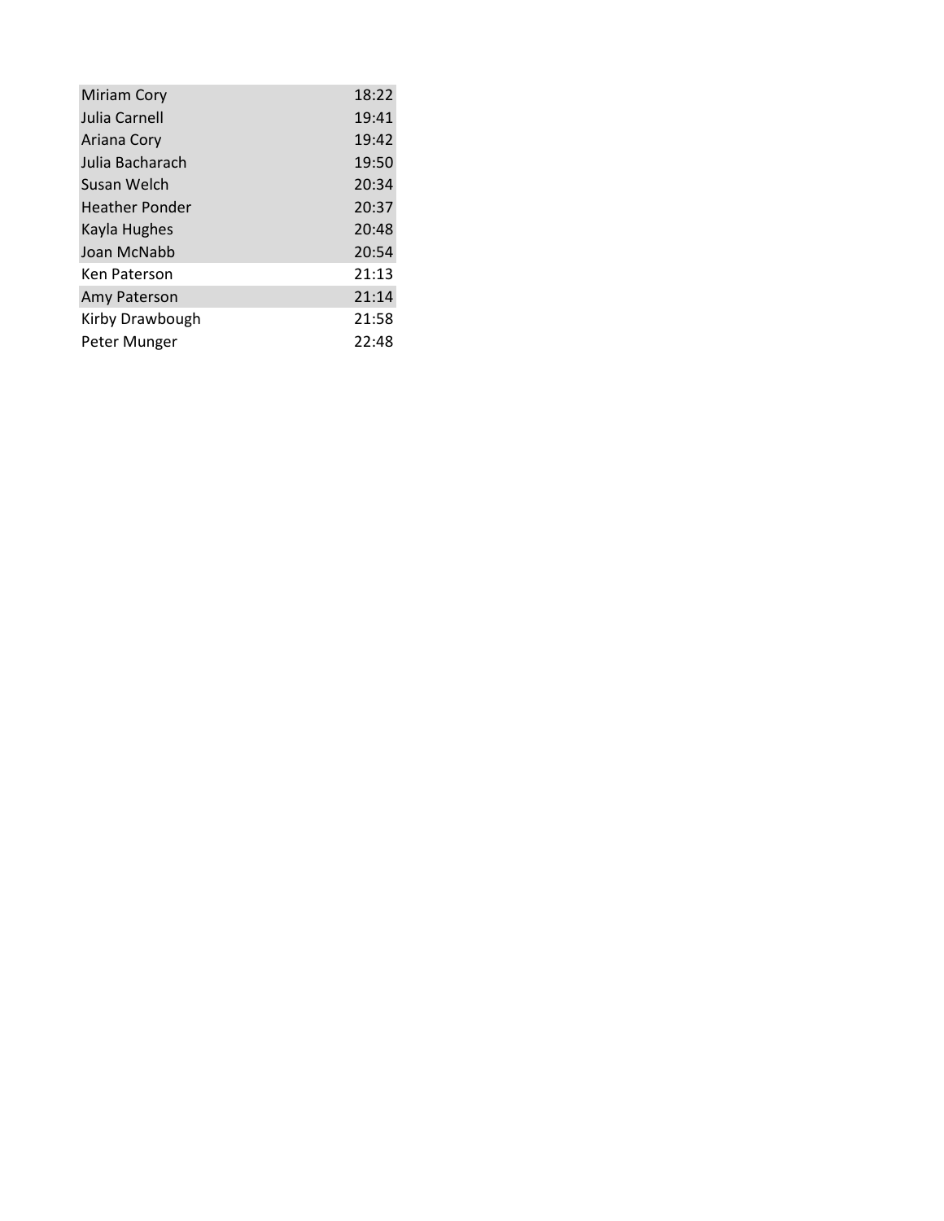| | |
|---|---|
| Miriam Cory | 18:22 |
| Julia Carnell | 19:41 |
| Ariana Cory | 19:42 |
| Julia Bacharach | 19:50 |
| Susan Welch | 20:34 |
| Heather Ponder | 20:37 |
| Kayla Hughes | 20:48 |
| Joan McNabb | 20:54 |
| Ken Paterson | 21:13 |
| Amy Paterson | 21:14 |
| Kirby Drawbough | 21:58 |
| Peter Munger | 22:48 |